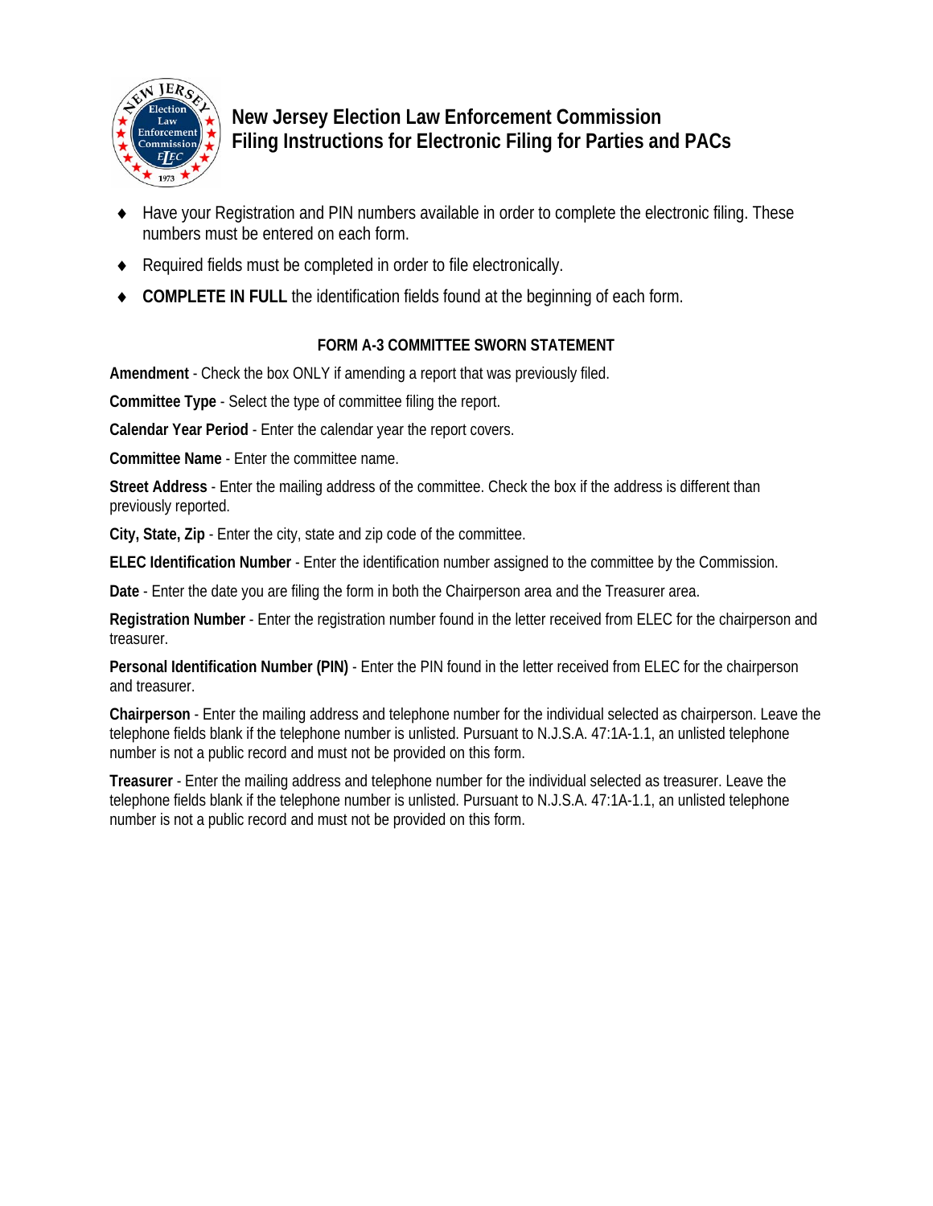# New Jersey Election Law Enforcement Commission
# Filing Instructions for Electronic Filing for Parties and PACs

- Have your Registration and PIN numbers available in order to complete the electronic filing. These numbers must be entered on each form.
- Required fields must be completed in order to file electronically.
- **COMPLETE IN FULL** the identification fields found at the beginning of each form.

## FORM A-3 COMMITTEE SWORN STATEMENT

**Amendment** - Check the box ONLY if amending a report that was previously filed.

**Committee Type** - Select the type of committee filing the report.

**Calendar Year Period** - Enter the calendar year the report covers.

**Committee Name** - Enter the committee name.

**Street Address** - Enter the mailing address of the committee. Check the box if the address is different than previously reported.

**City, State, Zip** - Enter the city, state and zip code of the committee.

**ELEC Identification Number** - Enter the identification number assigned to the committee by the Commission.

**Date** - Enter the date you are filing the form in both the Chairperson area and the Treasurer area.

**Registration Number** - Enter the registration number found in the letter received from ELEC for the chairperson and treasurer.

**Personal Identification Number (PIN)** - Enter the PIN found in the letter received from ELEC for the chairperson and treasurer.

**Chairperson** - Enter the mailing address and telephone number for the individual selected as chairperson. Leave the telephone fields blank if the telephone number is unlisted. Pursuant to N.J.S.A. 47:1A-1.1, an unlisted telephone number is not a public record and must not be provided on this form.

**Treasurer** - Enter the mailing address and telephone number for the individual selected as treasurer. Leave the telephone fields blank if the telephone number is unlisted. Pursuant to N.J.S.A. 47:1A-1.1, an unlisted telephone number is not a public record and must not be provided on this form.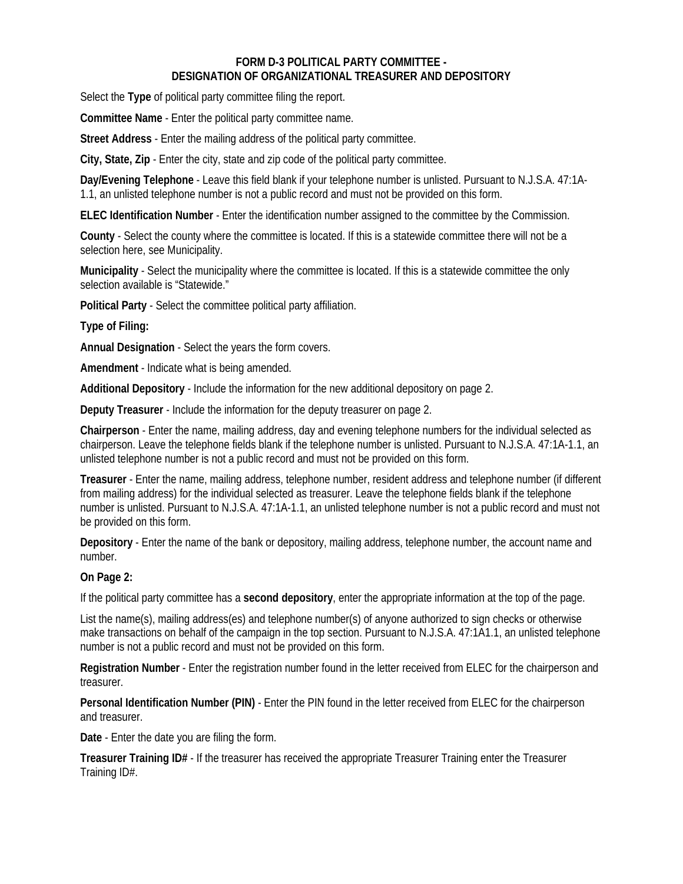## FORM D-3 POLITICAL PARTY COMMITTEE - DESIGNATION OF ORGANIZATIONAL TREASURER AND DEPOSITORY

Select the **Type** of political party committee filing the report.

**Committee Name** - Enter the political party committee name.

**Street Address** - Enter the mailing address of the political party committee.

**City, State, Zip** - Enter the city, state and zip code of the political party committee.

**Day/Evening Telephone** - Leave this field blank if your telephone number is unlisted. Pursuant to N.J.S.A. 47:1A-1.1, an unlisted telephone number is not a public record and must not be provided on this form.

**ELEC Identification Number** - Enter the identification number assigned to the committee by the Commission.

**County** - Select the county where the committee is located. If this is a statewide committee there will not be a selection here, see Municipality.

**Municipality** - Select the municipality where the committee is located. If this is a statewide committee the only selection available is "Statewide."

**Political Party** - Select the committee political party affiliation.

**Type of Filing:**

**Annual Designation** - Select the years the form covers.

**Amendment** - Indicate what is being amended.

**Additional Depository** - Include the information for the new additional depository on page 2.

**Deputy Treasurer** - Include the information for the deputy treasurer on page 2.

**Chairperson** - Enter the name, mailing address, day and evening telephone numbers for the individual selected as chairperson. Leave the telephone fields blank if the telephone number is unlisted. Pursuant to N.J.S.A. 47:1A-1.1, an unlisted telephone number is not a public record and must not be provided on this form.

**Treasurer** - Enter the name, mailing address, telephone number, resident address and telephone number (if different from mailing address) for the individual selected as treasurer. Leave the telephone fields blank if the telephone number is unlisted. Pursuant to N.J.S.A. 47:1A-1.1, an unlisted telephone number is not a public record and must not be provided on this form.

**Depository** - Enter the name of the bank or depository, mailing address, telephone number, the account name and number.

**On Page 2:**

If the political party committee has a **second depository**, enter the appropriate information at the top of the page.

List the name(s), mailing address(es) and telephone number(s) of anyone authorized to sign checks or otherwise make transactions on behalf of the campaign in the top section. Pursuant to N.J.S.A. 47:1A1.1, an unlisted telephone number is not a public record and must not be provided on this form.

**Registration Number** - Enter the registration number found in the letter received from ELEC for the chairperson and treasurer.

**Personal Identification Number (PIN)** - Enter the PIN found in the letter received from ELEC for the chairperson and treasurer.

**Date** - Enter the date you are filing the form.

**Treasurer Training ID#** - If the treasurer has received the appropriate Treasurer Training enter the Treasurer Training ID#.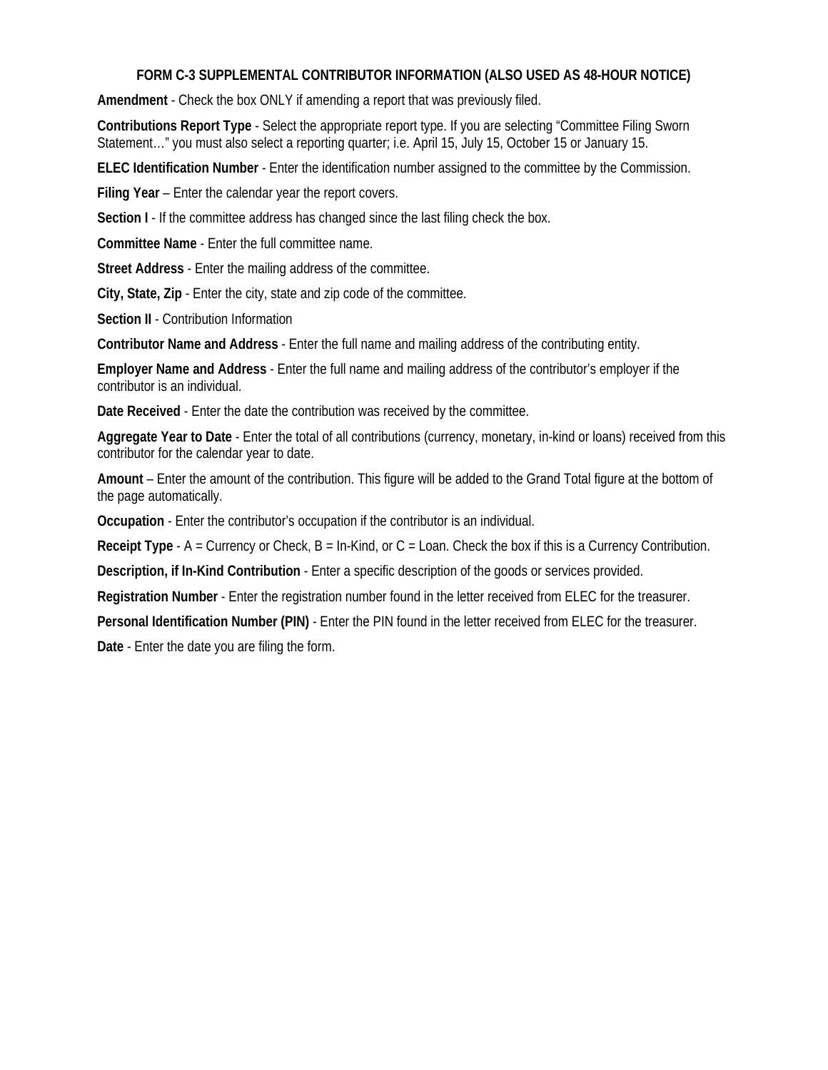## FORM C-3 SUPPLEMENTAL CONTRIBUTOR INFORMATION (ALSO USED AS 48-HOUR NOTICE)

**Amendment** - Check the box ONLY if amending a report that was previously filed.

**Contributions Report Type** - Select the appropriate report type. If you are selecting "Committee Filing Sworn Statement…" you must also select a reporting quarter; i.e. April 15, July 15, October 15 or January 15.

**ELEC Identification Number** - Enter the identification number assigned to the committee by the Commission.

**Filing Year** – Enter the calendar year the report covers.

**Section I** - If the committee address has changed since the last filing check the box.

**Committee Name** - Enter the full committee name.

**Street Address** - Enter the mailing address of the committee.

**City, State, Zip** - Enter the city, state and zip code of the committee.

**Section II** - Contribution Information

**Contributor Name and Address** - Enter the full name and mailing address of the contributing entity.

**Employer Name and Address** - Enter the full name and mailing address of the contributor's employer if the contributor is an individual.

**Date Received** - Enter the date the contribution was received by the committee.

**Aggregate Year to Date** - Enter the total of all contributions (currency, monetary, in-kind or loans) received from this contributor for the calendar year to date.

**Amount** – Enter the amount of the contribution. This figure will be added to the Grand Total figure at the bottom of the page automatically.

**Occupation** - Enter the contributor's occupation if the contributor is an individual.

**Receipt Type** - A = Currency or Check, B = In-Kind, or C = Loan. Check the box if this is a Currency Contribution.

**Description, if In-Kind Contribution** - Enter a specific description of the goods or services provided.

**Registration Number** - Enter the registration number found in the letter received from ELEC for the treasurer.

**Personal Identification Number (PIN)** - Enter the PIN found in the letter received from ELEC for the treasurer.

**Date** - Enter the date you are filing the form.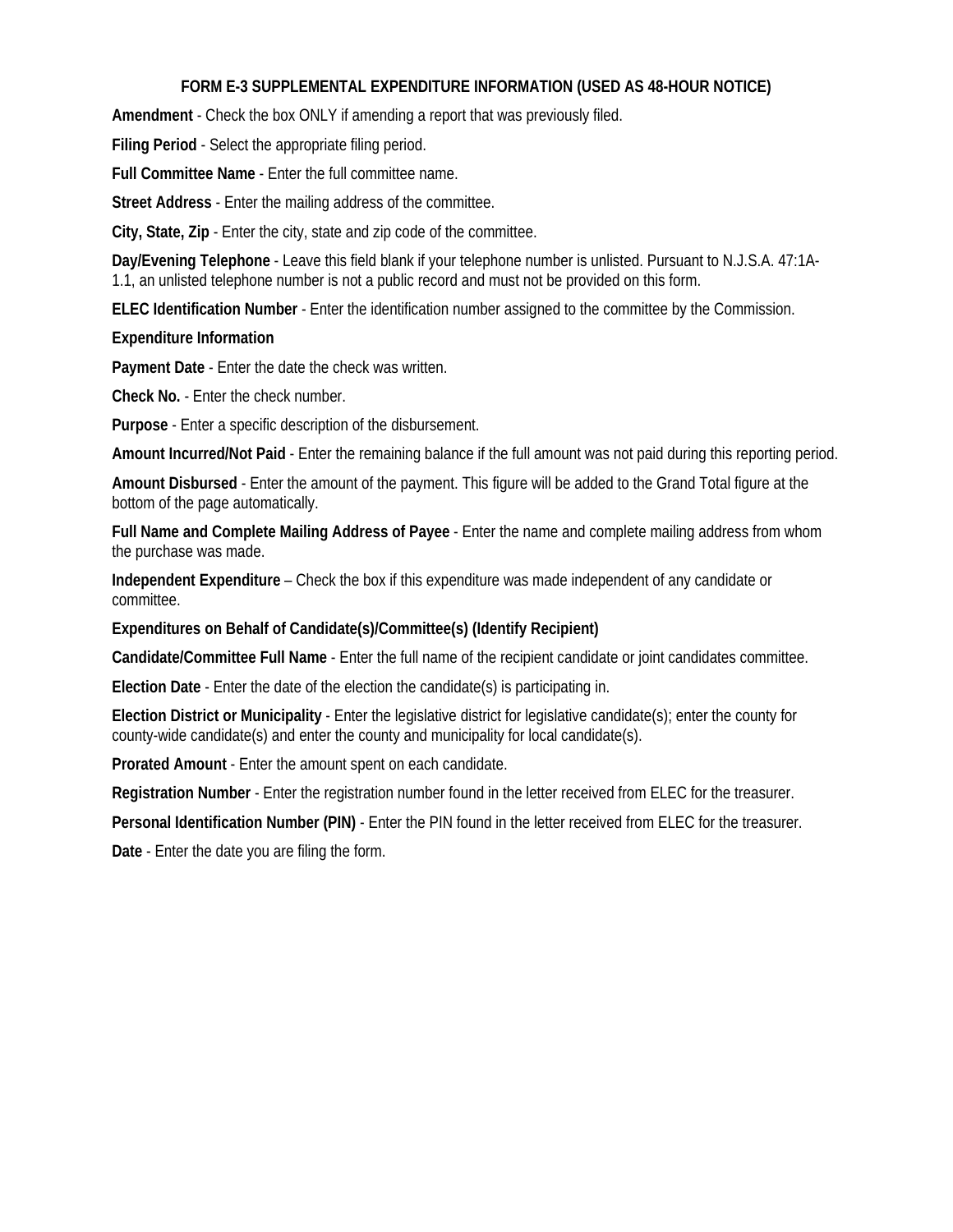## FORM E-3 SUPPLEMENTAL EXPENDITURE INFORMATION (USED AS 48-HOUR NOTICE)

**Amendment** - Check the box ONLY if amending a report that was previously filed.

**Filing Period** - Select the appropriate filing period.

**Full Committee Name** - Enter the full committee name.

**Street Address** - Enter the mailing address of the committee.

**City, State, Zip** - Enter the city, state and zip code of the committee.

**Day/Evening Telephone** - Leave this field blank if your telephone number is unlisted. Pursuant to N.J.S.A. 47:1A-1.1, an unlisted telephone number is not a public record and must not be provided on this form.

**ELEC Identification Number** - Enter the identification number assigned to the committee by the Commission.

**Expenditure Information**

**Payment Date** - Enter the date the check was written.

**Check No.** - Enter the check number.

**Purpose** - Enter a specific description of the disbursement.

**Amount Incurred/Not Paid** - Enter the remaining balance if the full amount was not paid during this reporting period.

**Amount Disbursed** - Enter the amount of the payment. This figure will be added to the Grand Total figure at the bottom of the page automatically.

**Full Name and Complete Mailing Address of Payee** - Enter the name and complete mailing address from whom the purchase was made.

**Independent Expenditure** – Check the box if this expenditure was made independent of any candidate or committee.

**Expenditures on Behalf of Candidate(s)/Committee(s) (Identify Recipient)**

**Candidate/Committee Full Name** - Enter the full name of the recipient candidate or joint candidates committee.

**Election Date** - Enter the date of the election the candidate(s) is participating in.

**Election District or Municipality** - Enter the legislative district for legislative candidate(s); enter the county for county-wide candidate(s) and enter the county and municipality for local candidate(s).

**Prorated Amount** - Enter the amount spent on each candidate.

**Registration Number** - Enter the registration number found in the letter received from ELEC for the treasurer.

**Personal Identification Number (PIN)** - Enter the PIN found in the letter received from ELEC for the treasurer.

**Date** - Enter the date you are filing the form.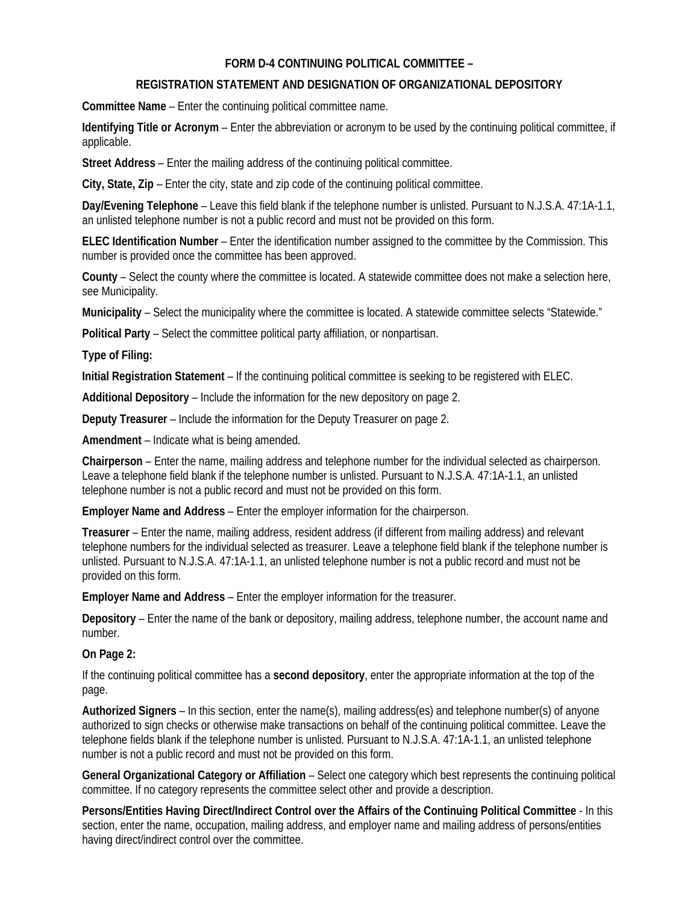## FORM D-4 CONTINUING POLITICAL COMMITTEE –

## REGISTRATION STATEMENT AND DESIGNATION OF ORGANIZATIONAL DEPOSITORY

**Committee Name** – Enter the continuing political committee name.

**Identifying Title or Acronym** – Enter the abbreviation or acronym to be used by the continuing political committee, if applicable.

**Street Address** – Enter the mailing address of the continuing political committee.

**City, State, Zip** – Enter the city, state and zip code of the continuing political committee.

**Day/Evening Telephone** – Leave this field blank if the telephone number is unlisted. Pursuant to N.J.S.A. 47:1A-1.1, an unlisted telephone number is not a public record and must not be provided on this form.

**ELEC Identification Number** – Enter the identification number assigned to the committee by the Commission. This number is provided once the committee has been approved.

**County** – Select the county where the committee is located. A statewide committee does not make a selection here, see Municipality.

**Municipality** – Select the municipality where the committee is located. A statewide committee selects "Statewide."

**Political Party** – Select the committee political party affiliation, or nonpartisan.

**Type of Filing:**

**Initial Registration Statement** – If the continuing political committee is seeking to be registered with ELEC.

**Additional Depository** – Include the information for the new depository on page 2.

**Deputy Treasurer** – Include the information for the Deputy Treasurer on page 2.

**Amendment** – Indicate what is being amended.

**Chairperson** – Enter the name, mailing address and telephone number for the individual selected as chairperson. Leave a telephone field blank if the telephone number is unlisted. Pursuant to N.J.S.A. 47:1A-1.1, an unlisted telephone number is not a public record and must not be provided on this form.

**Employer Name and Address** – Enter the employer information for the chairperson.

**Treasurer** – Enter the name, mailing address, resident address (if different from mailing address) and relevant telephone numbers for the individual selected as treasurer. Leave a telephone field blank if the telephone number is unlisted. Pursuant to N.J.S.A. 47:1A-1.1, an unlisted telephone number is not a public record and must not be provided on this form.

**Employer Name and Address** – Enter the employer information for the treasurer.

**Depository** – Enter the name of the bank or depository, mailing address, telephone number, the account name and number.

**On Page 2:**

If the continuing political committee has a **second depository**, enter the appropriate information at the top of the page.

**Authorized Signers** – In this section, enter the name(s), mailing address(es) and telephone number(s) of anyone authorized to sign checks or otherwise make transactions on behalf of the continuing political committee. Leave the telephone fields blank if the telephone number is unlisted. Pursuant to N.J.S.A. 47:1A-1.1, an unlisted telephone number is not a public record and must not be provided on this form.

**General Organizational Category or Affiliation** – Select one category which best represents the continuing political committee. If no category represents the committee select other and provide a description.

**Persons/Entities Having Direct/Indirect Control over the Affairs of the Continuing Political Committee** - In this section, enter the name, occupation, mailing address, and employer name and mailing address of persons/entities having direct/indirect control over the committee.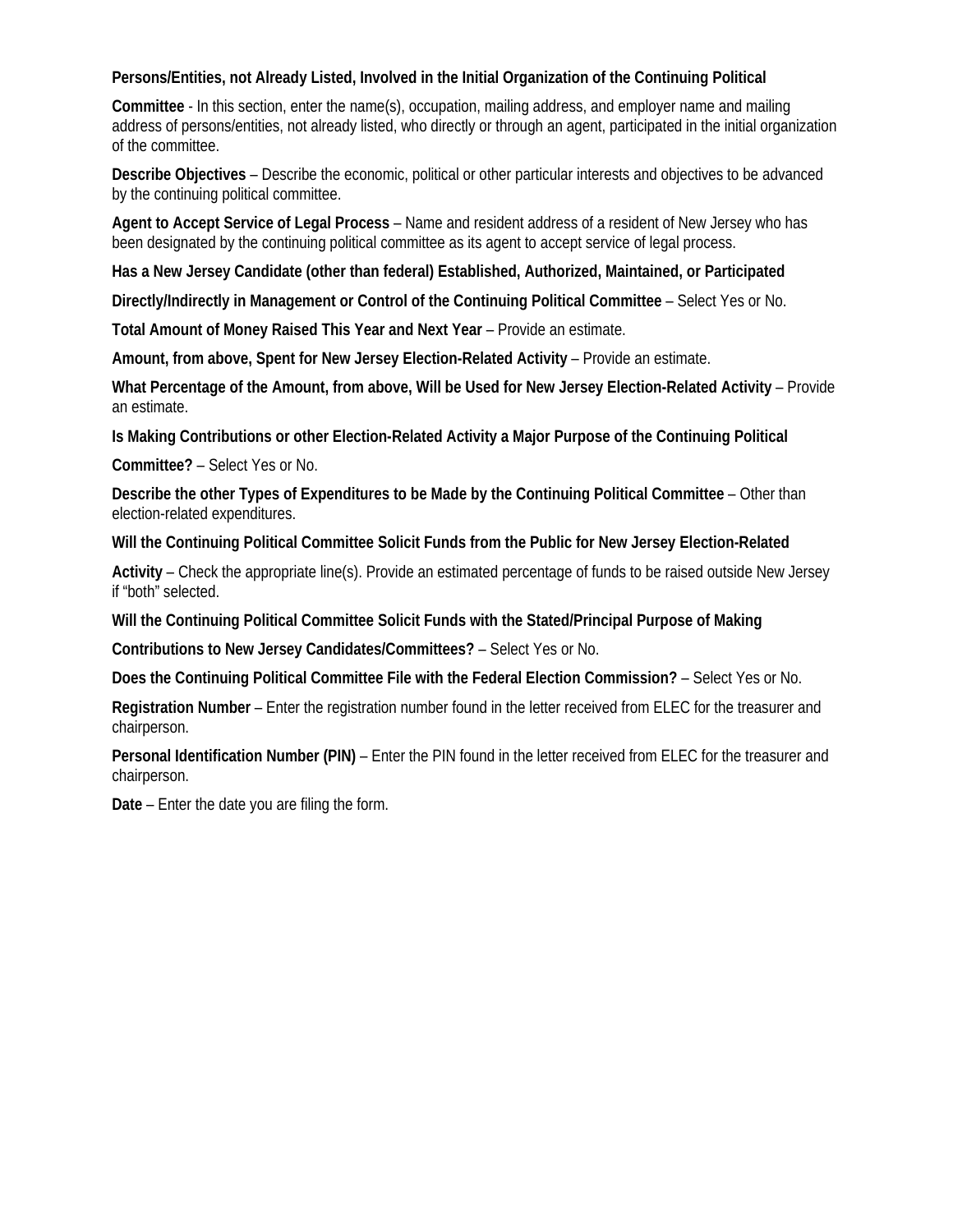**Persons/Entities, not Already Listed, Involved in the Initial Organization of the Continuing Political Committee** - In this section, enter the name(s), occupation, mailing address, and employer name and mailing address of persons/entities, not already listed, who directly or through an agent, participated in the initial organization of the committee.

**Describe Objectives** – Describe the economic, political or other particular interests and objectives to be advanced by the continuing political committee.

**Agent to Accept Service of Legal Process** – Name and resident address of a resident of New Jersey who has been designated by the continuing political committee as its agent to accept service of legal process.

**Has a New Jersey Candidate (other than federal) Established, Authorized, Maintained, or Participated Directly/Indirectly in Management or Control of the Continuing Political Committee** – Select Yes or No.

**Total Amount of Money Raised This Year and Next Year** – Provide an estimate.

**Amount, from above, Spent for New Jersey Election-Related Activity** – Provide an estimate.

**What Percentage of the Amount, from above, Will be Used for New Jersey Election-Related Activity** – Provide an estimate.

**Is Making Contributions or other Election-Related Activity a Major Purpose of the Continuing Political Committee?** – Select Yes or No.

**Describe the other Types of Expenditures to be Made by the Continuing Political Committee** – Other than election-related expenditures.

**Will the Continuing Political Committee Solicit Funds from the Public for New Jersey Election-Related Activity** – Check the appropriate line(s). Provide an estimated percentage of funds to be raised outside New Jersey if "both" selected.

**Will the Continuing Political Committee Solicit Funds with the Stated/Principal Purpose of Making Contributions to New Jersey Candidates/Committees?** – Select Yes or No.

**Does the Continuing Political Committee File with the Federal Election Commission?** – Select Yes or No.

**Registration Number** – Enter the registration number found in the letter received from ELEC for the treasurer and chairperson.

**Personal Identification Number (PIN)** – Enter the PIN found in the letter received from ELEC for the treasurer and chairperson.

**Date** – Enter the date you are filing the form.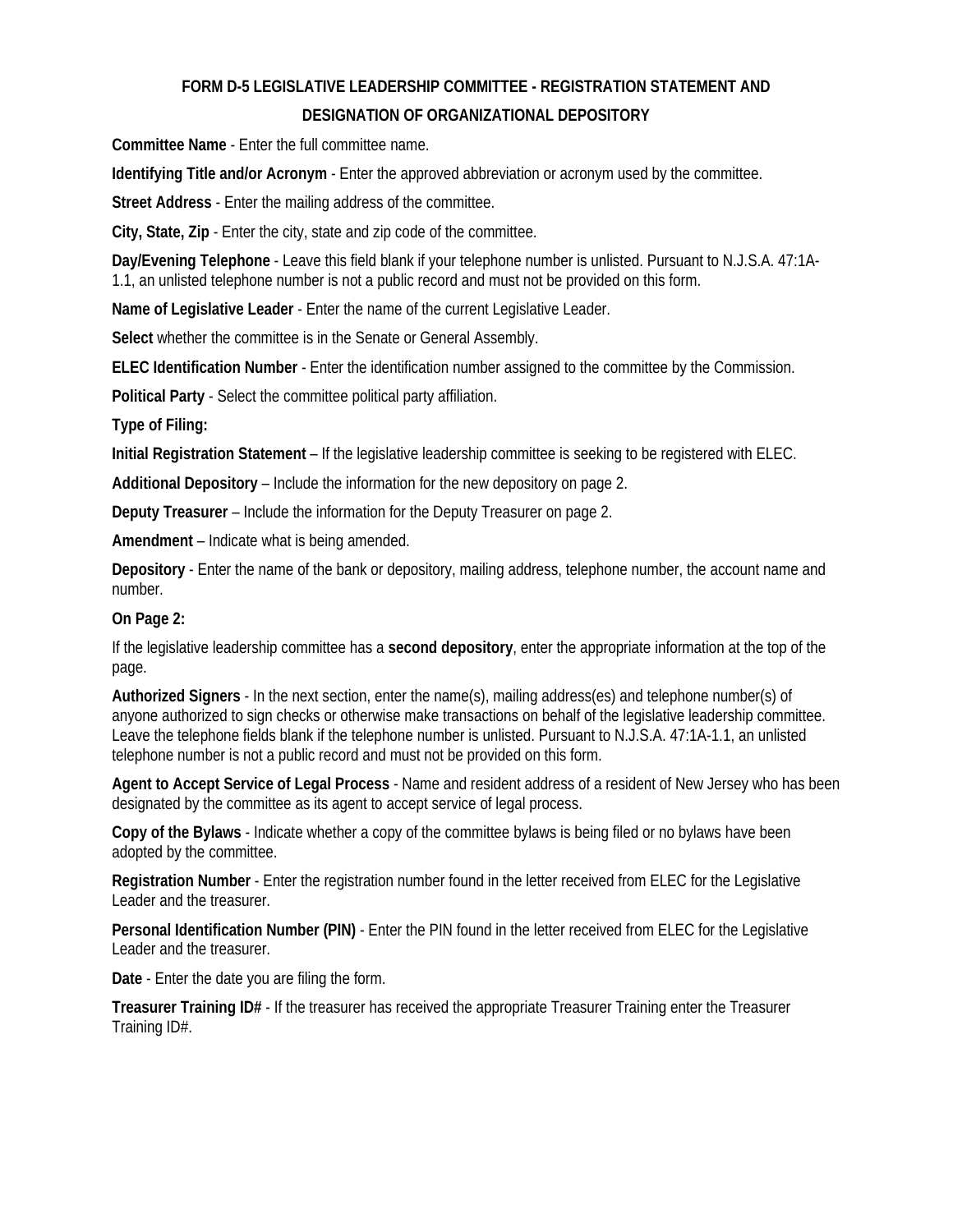## FORM D-5 LEGISLATIVE LEADERSHIP COMMITTEE - REGISTRATION STATEMENT AND DESIGNATION OF ORGANIZATIONAL DEPOSITORY

**Committee Name** - Enter the full committee name.

**Identifying Title and/or Acronym** - Enter the approved abbreviation or acronym used by the committee.

**Street Address** - Enter the mailing address of the committee.

**City, State, Zip** - Enter the city, state and zip code of the committee.

**Day/Evening Telephone** - Leave this field blank if your telephone number is unlisted. Pursuant to N.J.S.A. 47:1A-1.1, an unlisted telephone number is not a public record and must not be provided on this form.

**Name of Legislative Leader** - Enter the name of the current Legislative Leader.

**Select** whether the committee is in the Senate or General Assembly.

**ELEC Identification Number** - Enter the identification number assigned to the committee by the Commission.

**Political Party** - Select the committee political party affiliation.

**Type of Filing:**

**Initial Registration Statement** – If the legislative leadership committee is seeking to be registered with ELEC.

**Additional Depository** – Include the information for the new depository on page 2.

**Deputy Treasurer** – Include the information for the Deputy Treasurer on page 2.

**Amendment** – Indicate what is being amended.

**Depository** - Enter the name of the bank or depository, mailing address, telephone number, the account name and number.

**On Page 2:**

If the legislative leadership committee has a **second depository**, enter the appropriate information at the top of the page.

**Authorized Signers** - In the next section, enter the name(s), mailing address(es) and telephone number(s) of anyone authorized to sign checks or otherwise make transactions on behalf of the legislative leadership committee. Leave the telephone fields blank if the telephone number is unlisted. Pursuant to N.J.S.A. 47:1A-1.1, an unlisted telephone number is not a public record and must not be provided on this form.

**Agent to Accept Service of Legal Process** - Name and resident address of a resident of New Jersey who has been designated by the committee as its agent to accept service of legal process.

**Copy of the Bylaws** - Indicate whether a copy of the committee bylaws is being filed or no bylaws have been adopted by the committee.

**Registration Number** - Enter the registration number found in the letter received from ELEC for the Legislative Leader and the treasurer.

**Personal Identification Number (PIN)** - Enter the PIN found in the letter received from ELEC for the Legislative Leader and the treasurer.

**Date** - Enter the date you are filing the form.

**Treasurer Training ID#** - If the treasurer has received the appropriate Treasurer Training enter the Treasurer Training ID#.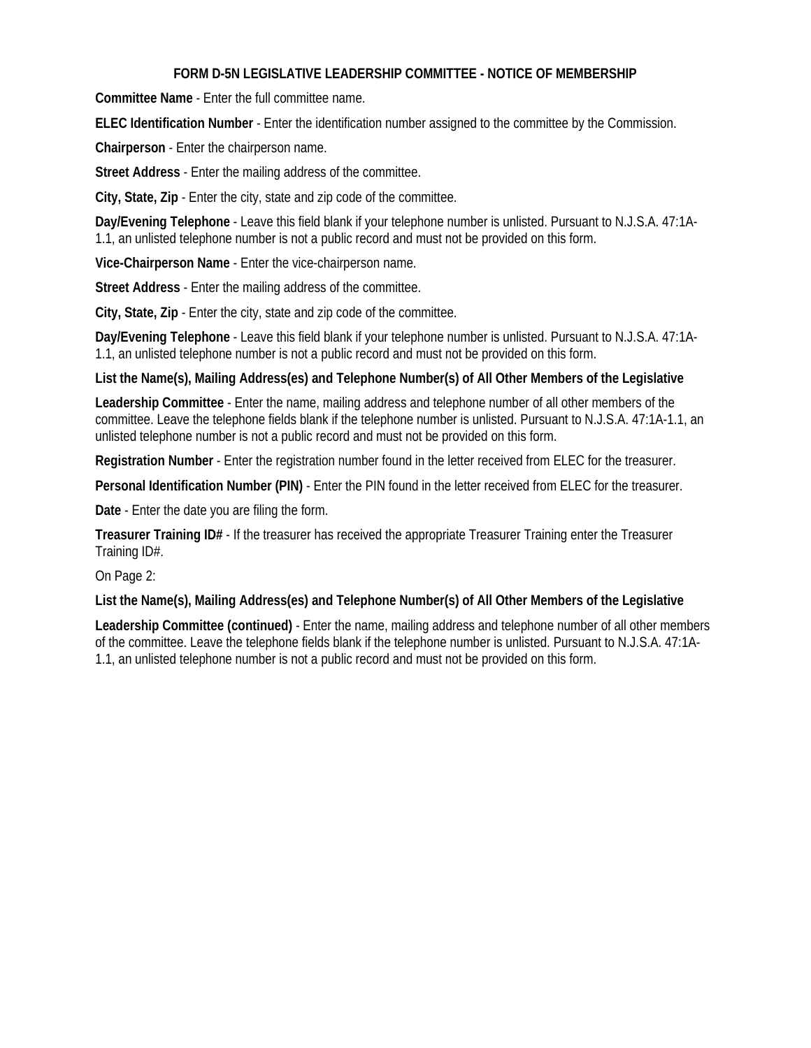**FORM D-5N LEGISLATIVE LEADERSHIP COMMITTEE - NOTICE OF MEMBERSHIP**

**Committee Name** - Enter the full committee name.

**ELEC Identification Number** - Enter the identification number assigned to the committee by the Commission.

**Chairperson** - Enter the chairperson name.

**Street Address** - Enter the mailing address of the committee.

**City, State, Zip** - Enter the city, state and zip code of the committee.

**Day/Evening Telephone** - Leave this field blank if your telephone number is unlisted. Pursuant to N.J.S.A. 47:1A-1.1, an unlisted telephone number is not a public record and must not be provided on this form.

**Vice-Chairperson Name** - Enter the vice-chairperson name.

**Street Address** - Enter the mailing address of the committee.

**City, State, Zip** - Enter the city, state and zip code of the committee.

**Day/Evening Telephone** - Leave this field blank if your telephone number is unlisted. Pursuant to N.J.S.A. 47:1A-1.1, an unlisted telephone number is not a public record and must not be provided on this form.

**List the Name(s), Mailing Address(es) and Telephone Number(s) of All Other Members of the Legislative Leadership Committee** - Enter the name, mailing address and telephone number of all other members of the committee. Leave the telephone fields blank if the telephone number is unlisted. Pursuant to N.J.S.A. 47:1A-1.1, an unlisted telephone number is not a public record and must not be provided on this form.

**Registration Number** - Enter the registration number found in the letter received from ELEC for the treasurer.

**Personal Identification Number (PIN)** - Enter the PIN found in the letter received from ELEC for the treasurer.

**Date** - Enter the date you are filing the form.

**Treasurer Training ID#** - If the treasurer has received the appropriate Treasurer Training enter the Treasurer Training ID#.

On Page 2:

**List the Name(s), Mailing Address(es) and Telephone Number(s) of All Other Members of the Legislative Leadership Committee (continued)** - Enter the name, mailing address and telephone number of all other members of the committee. Leave the telephone fields blank if the telephone number is unlisted. Pursuant to N.J.S.A. 47:1A-1.1, an unlisted telephone number is not a public record and must not be provided on this form.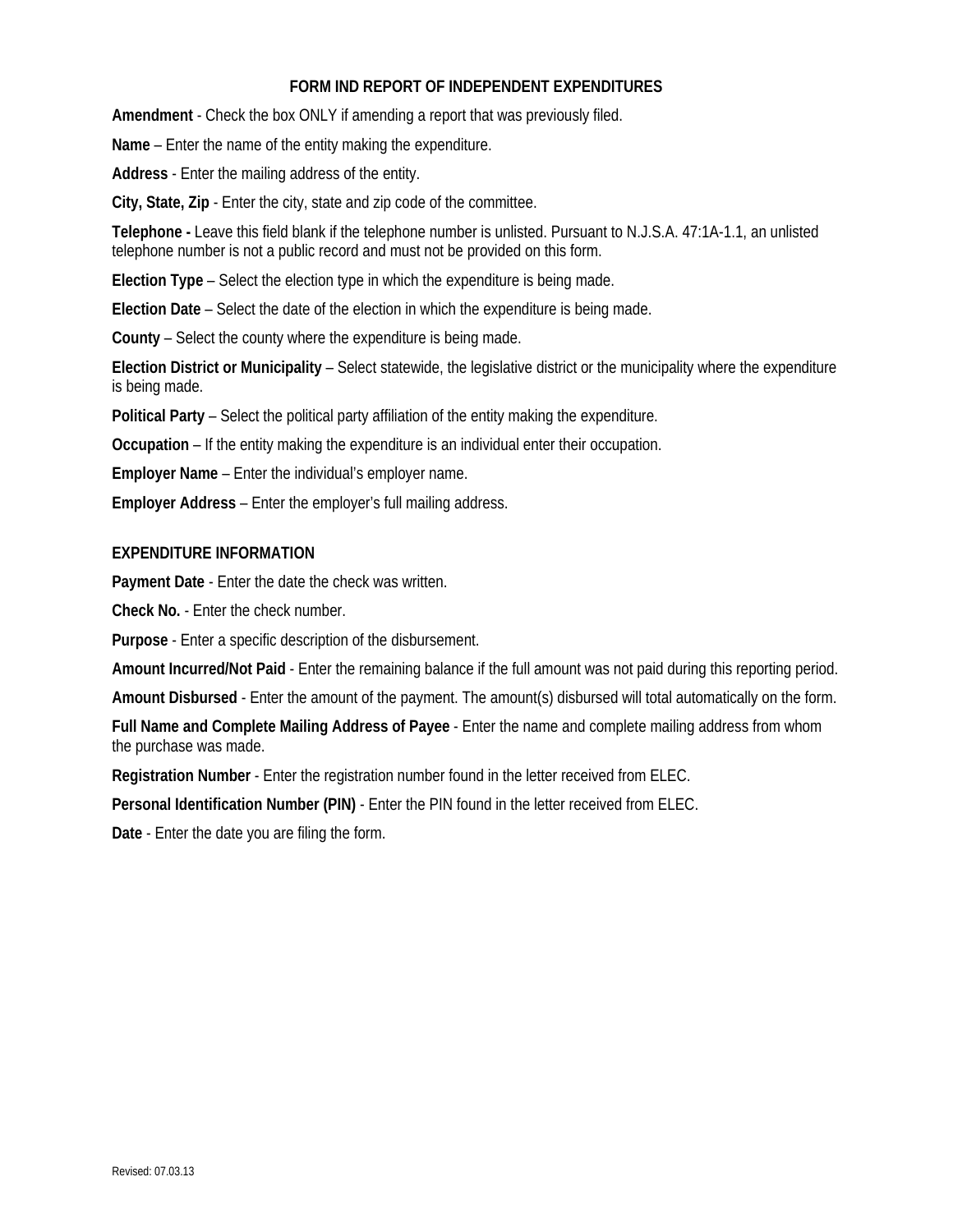## FORM IND REPORT OF INDEPENDENT EXPENDITURES

**Amendment** - Check the box ONLY if amending a report that was previously filed.

**Name** – Enter the name of the entity making the expenditure.

**Address** - Enter the mailing address of the entity.

**City, State, Zip** - Enter the city, state and zip code of the committee.

**Telephone -** Leave this field blank if the telephone number is unlisted. Pursuant to N.J.S.A. 47:1A-1.1, an unlisted telephone number is not a public record and must not be provided on this form.

**Election Type** – Select the election type in which the expenditure is being made.

**Election Date** – Select the date of the election in which the expenditure is being made.

**County** – Select the county where the expenditure is being made.

**Election District or Municipality** – Select statewide, the legislative district or the municipality where the expenditure is being made.

**Political Party** – Select the political party affiliation of the entity making the expenditure.

**Occupation** – If the entity making the expenditure is an individual enter their occupation.

**Employer Name** – Enter the individual's employer name.

**Employer Address** – Enter the employer's full mailing address.

### EXPENDITURE INFORMATION

**Payment Date** - Enter the date the check was written.

**Check No.** - Enter the check number.

**Purpose** - Enter a specific description of the disbursement.

**Amount Incurred/Not Paid** - Enter the remaining balance if the full amount was not paid during this reporting period.

**Amount Disbursed** - Enter the amount of the payment. The amount(s) disbursed will total automatically on the form.

**Full Name and Complete Mailing Address of Payee** - Enter the name and complete mailing address from whom the purchase was made.

**Registration Number** - Enter the registration number found in the letter received from ELEC.

**Personal Identification Number (PIN)** - Enter the PIN found in the letter received from ELEC.

**Date** - Enter the date you are filing the form.

Revised: 07.03.13